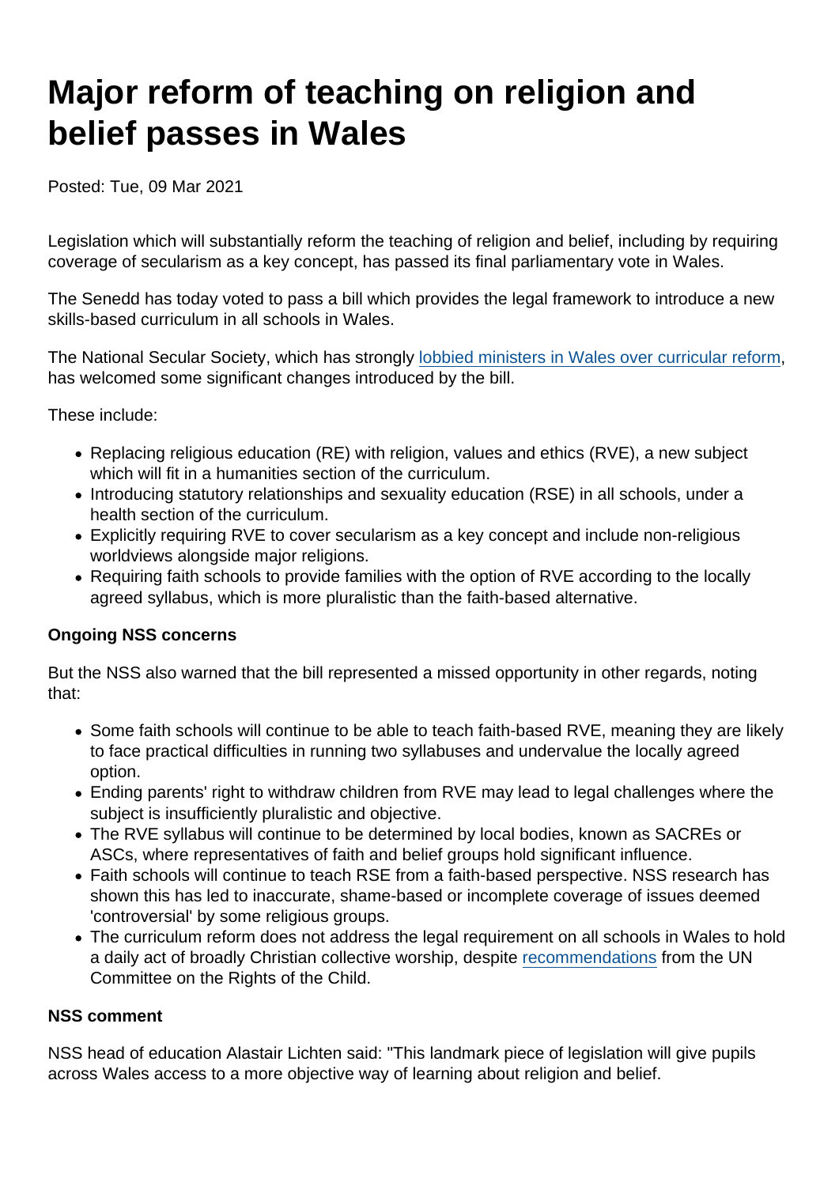# Major reform of teaching on religion and belief passes in Wales

Posted: Tue, 09 Mar 2021

Legislation which will substantially reform the teaching of religion and belief, including by requiring coverage of secularism as a key concept, has passed its final parliamentary vote in Wales.

The Senedd has today voted to pass a bill which provides the legal framework to introduce a new skills-based curriculum in all schools in Wales.

The National Secular Society, which has strongly lobbied ministers in Wales over curricular reform, has welcomed some significant changes introduced by the bill.

These include:

- Replacing religious education (RE) with religion, values and ethics (RVE), a new subject which will fit in a humanities section of the curriculum.
- Introducing statutory relationships and sexuality education (RSE) in all schools, under a health section of the curriculum.
- Explicitly requiring RVE to cover secularism as a key concept and include non-religious worldviews alongside major religions.
- Requiring faith schools to provide families with the option of RVE according to the locally agreed syllabus, which is more pluralistic than the faith-based alternative.

**Ongoing NSS concerns**

But the NSS also warned that the bill represented a missed opportunity in other regards, noting that:

- Some faith schools will continue to be able to teach faith-based RVE, meaning they are likely to face practical difficulties in running two syllabuses and undervalue the locally agreed option.
- Ending parents' right to withdraw children from RVE may lead to legal challenges where the subject is insufficiently pluralistic and objective.
- The RVE syllabus will continue to be determined by local bodies, known as SACREs or ASCs, where representatives of faith and belief groups hold significant influence.
- Faith schools will continue to teach RSE from a faith-based perspective. NSS research has shown this has led to inaccurate, shame-based or incomplete coverage of issues deemed 'controversial' by some religious groups.
- The curriculum reform does not address the legal requirement on all schools in Wales to hold a daily act of broadly Christian collective worship, despite recommendations from the UN Committee on the Rights of the Child.

**NSS comment**

NSS head of education Alastair Lichten said: "This landmark piece of legislation will give pupils across Wales access to a more objective way of learning about religion and belief.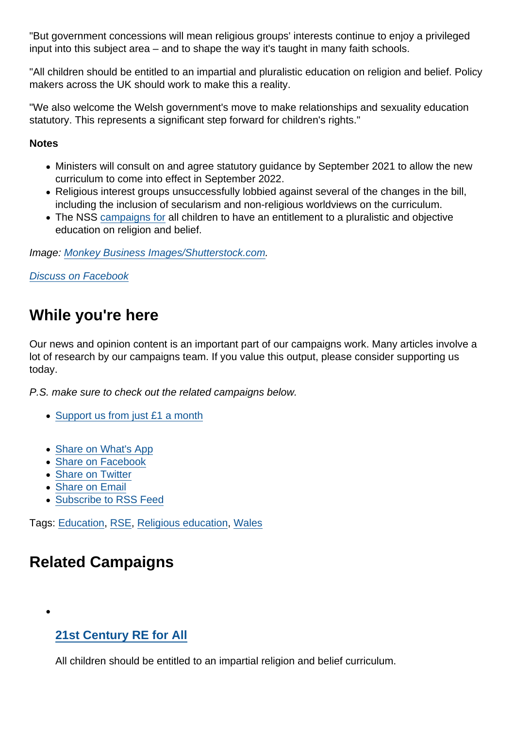"But government concessions will mean religious groups' interests continue to enjoy a privileged input into this subject area – and to shape the way it's taught in many faith schools.

"All children should be entitled to an impartial and pluralistic education on religion and belief. Policy makers across the UK should work to make this a reality.

"We also welcome the Welsh government's move to make relationships and sexuality education statutory. This represents a significant step forward for children's rights."

**Notes**

- Ministers will consult on and agree statutory guidance by September 2021 to allow the new curriculum to come into effect in September 2022.
- Religious interest groups unsuccessfully lobbied against several of the changes in the bill, including the inclusion of secularism and non-religious worldviews on the curriculum.
- The NSS campaigns for all children to have an entitlement to a pluralistic and objective education on religion and belief.

*Image: Monkey Business Images/Shutterstock.com.*

Discuss on Facebook

## While you're here

Our news and opinion content is an important part of our campaigns work. Many articles involve a lot of research by our campaigns team. If you value this output, please consider supporting us today.

*P.S. make sure to check out the related campaigns below.*

- Support us from just £1 a month

- Share on What's App
- Share on Facebook
- Share on Twitter
- Share on Email
- Subscribe to RSS Feed

Tags: Education, RSE, Religious education, Wales

## Related Campaigns

- ### 21st Century RE for All

  All children should be entitled to an impartial religion and belief curriculum.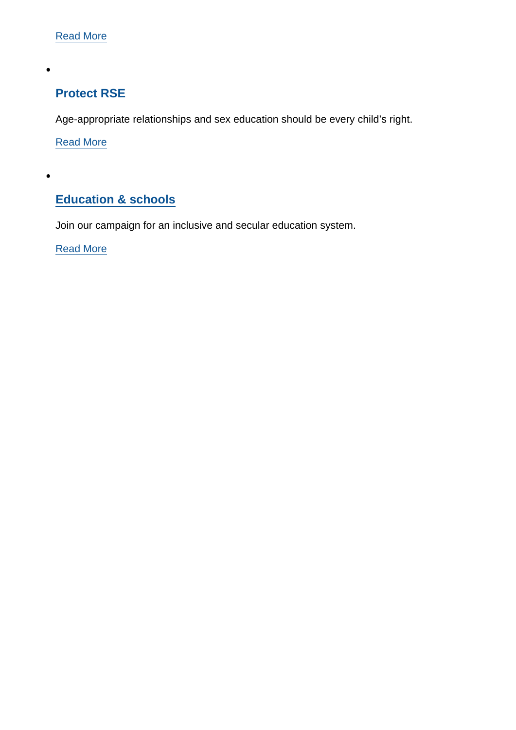Read More

- ### Protect RSE

  Age-appropriate relationships and sex education should be every child’s right.

  Read More

- ### Education & schools

  Join our campaign for an inclusive and secular education system.

  Read More